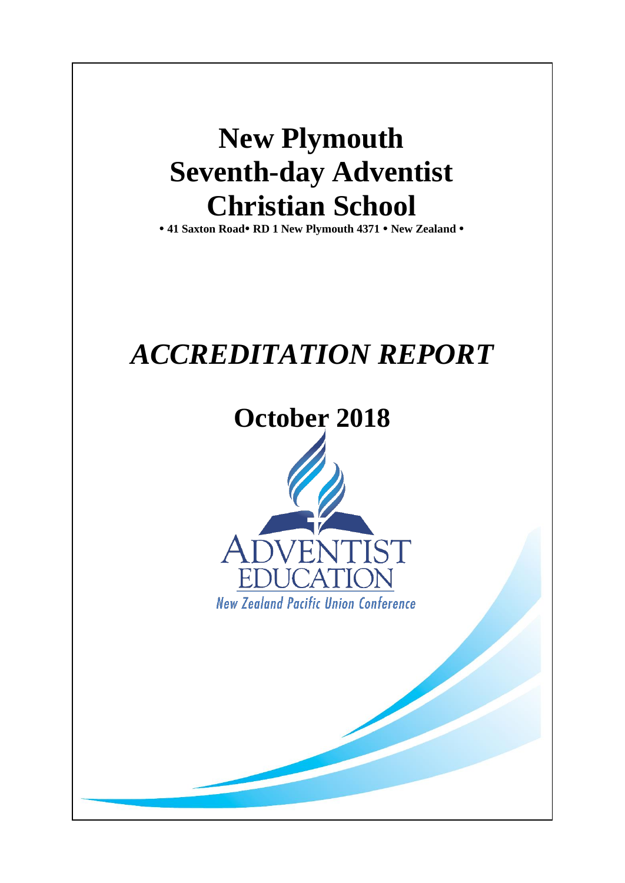# New Plymouth Seventh-day Adventist Christian School

**• 41 Saxton Road• RD 1 New Plymouth 4371 • New Zealand •**

# *ACCREDITATION REPORT*

## October 2018

ADVENTIST EDUCATION

New Zealand Pacific Union Conference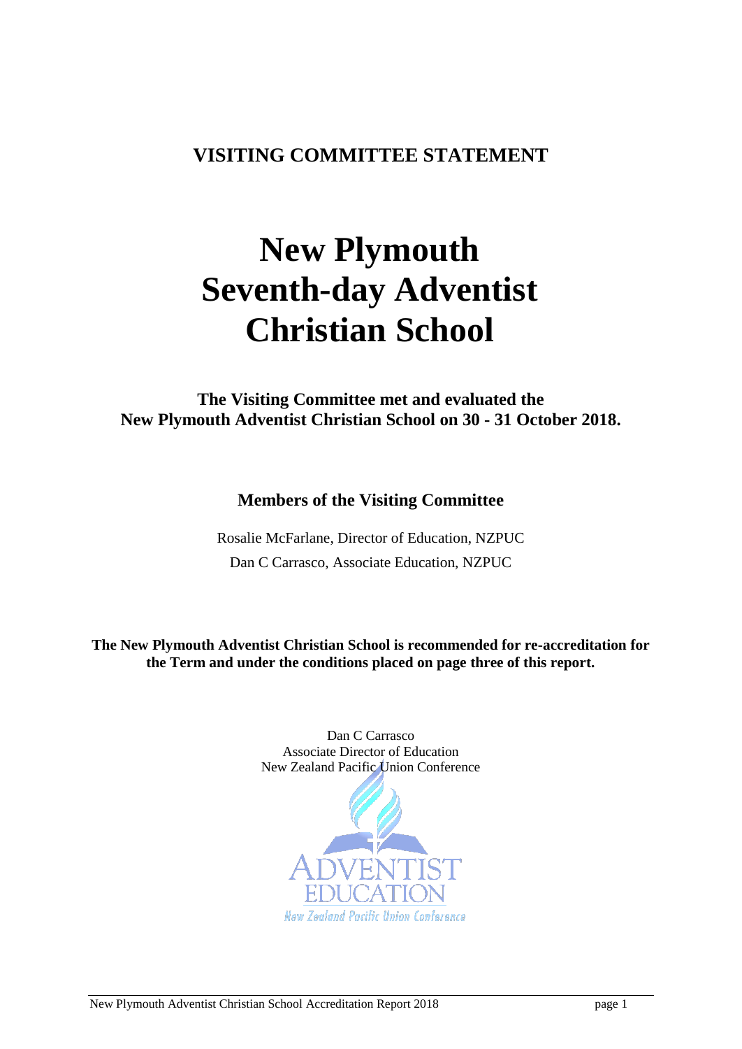## VISITING COMMITTEE STATEMENT

# New Plymouth Seventh-day Adventist Christian School

**The Visiting Committee met and evaluated the New Plymouth Adventist Christian School on 30 - 31 October 2018.**

### Members of the Visiting Committee

Rosalie McFarlane, Director of Education, NZPUC

Dan C Carrasco, Associate Education, NZPUC

**The New Plymouth Adventist Christian School is recommended for re-accreditation for the Term and under the conditions placed on page three of this report.**

Dan C Carrasco
Associate Director of Education
New Zealand Pacific Union Conference

ADVENTIST EDUCATION
New Zealand Pacific Union Conference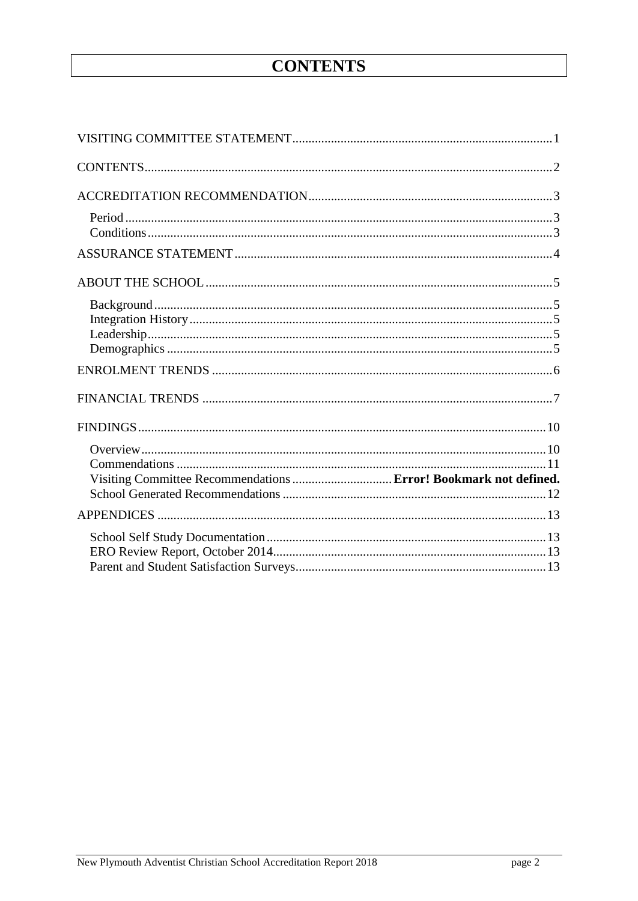# CONTENTS

VISITING COMMITTEE STATEMENT....1

CONTENTS....2

ACCREDITATION RECOMMENDATION....3

- Period....3
- Conditions....3

ASSURANCE STATEMENT....4

ABOUT THE SCHOOL....5

- Background....5
- Integration History....5
- Leadership....5
- Demographics....5

ENROLMENT TRENDS....6

FINANCIAL TRENDS....7

FINDINGS....10

- Overview....10
- Commendations....11
- Visiting Committee Recommendations....**Error! Bookmark not defined.**
- School Generated Recommendations....12

APPENDICES....13

- School Self Study Documentation....13
- ERO Review Report, October 2014....13
- Parent and Student Satisfaction Surveys....13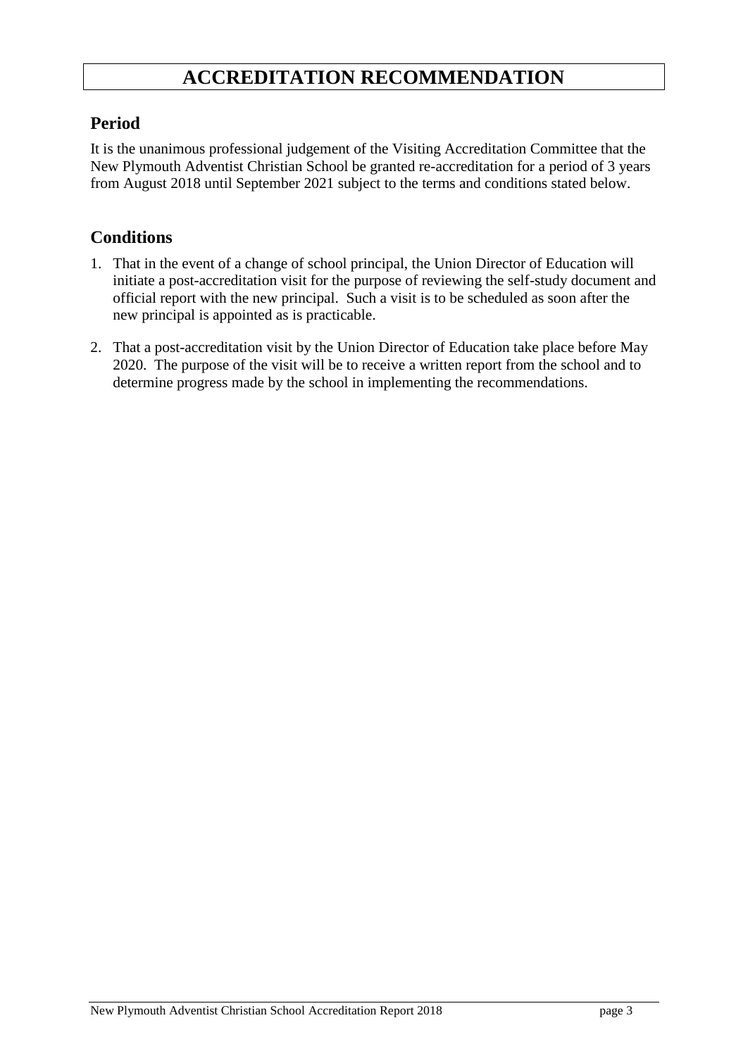# ACCREDITATION RECOMMENDATION

## Period

It is the unanimous professional judgement of the Visiting Accreditation Committee that the New Plymouth Adventist Christian School be granted re-accreditation for a period of 3 years from August 2018 until September 2021 subject to the terms and conditions stated below.

## Conditions

1. That in the event of a change of school principal, the Union Director of Education will initiate a post-accreditation visit for the purpose of reviewing the self-study document and official report with the new principal. Such a visit is to be scheduled as soon after the new principal is appointed as is practicable.
2. That a post-accreditation visit by the Union Director of Education take place before May 2020. The purpose of the visit will be to receive a written report from the school and to determine progress made by the school in implementing the recommendations.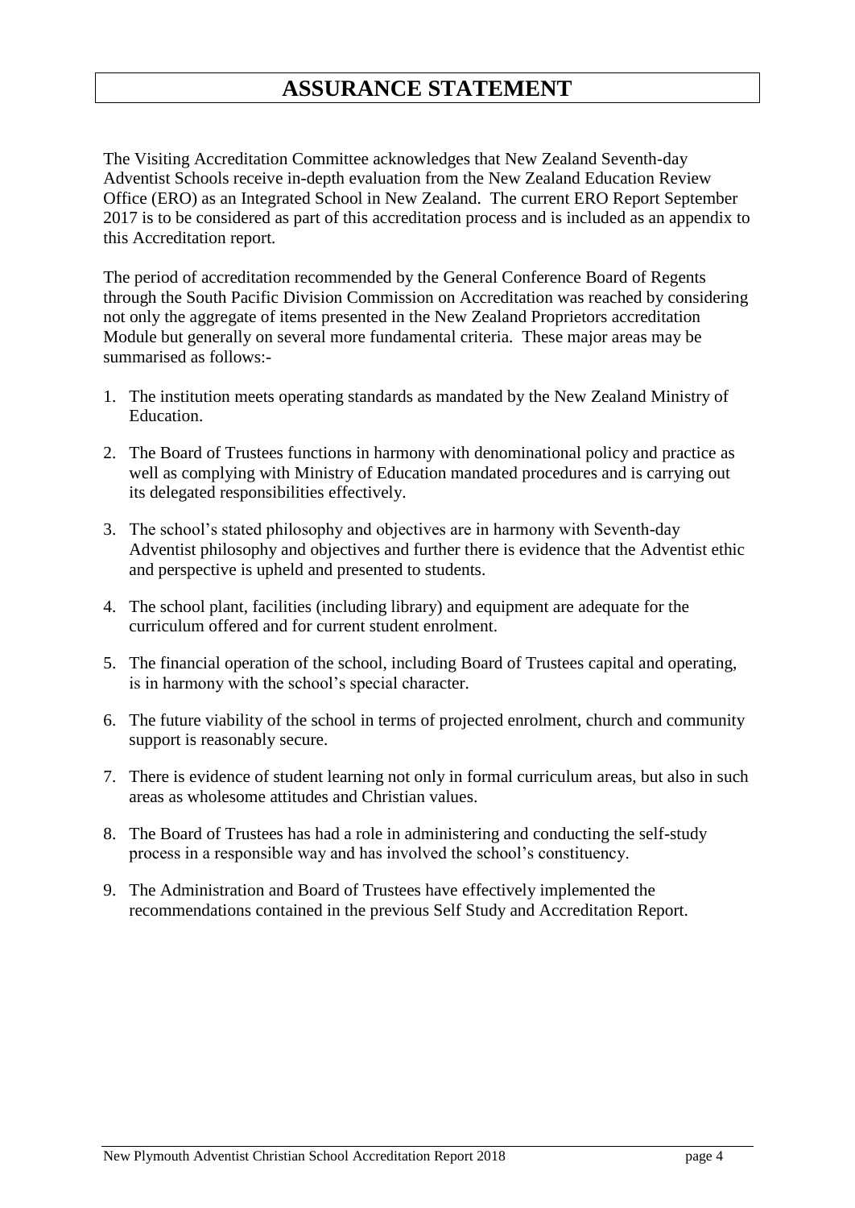# ASSURANCE STATEMENT

The Visiting Accreditation Committee acknowledges that New Zealand Seventh-day Adventist Schools receive in-depth evaluation from the New Zealand Education Review Office (ERO) as an Integrated School in New Zealand. The current ERO Report September 2017 is to be considered as part of this accreditation process and is included as an appendix to this Accreditation report.

The period of accreditation recommended by the General Conference Board of Regents through the South Pacific Division Commission on Accreditation was reached by considering not only the aggregate of items presented in the New Zealand Proprietors accreditation Module but generally on several more fundamental criteria. These major areas may be summarised as follows:-

1. The institution meets operating standards as mandated by the New Zealand Ministry of Education.
2. The Board of Trustees functions in harmony with denominational policy and practice as well as complying with Ministry of Education mandated procedures and is carrying out its delegated responsibilities effectively.
3. The school's stated philosophy and objectives are in harmony with Seventh-day Adventist philosophy and objectives and further there is evidence that the Adventist ethic and perspective is upheld and presented to students.
4. The school plant, facilities (including library) and equipment are adequate for the curriculum offered and for current student enrolment.
5. The financial operation of the school, including Board of Trustees capital and operating, is in harmony with the school's special character.
6. The future viability of the school in terms of projected enrolment, church and community support is reasonably secure.
7. There is evidence of student learning not only in formal curriculum areas, but also in such areas as wholesome attitudes and Christian values.
8. The Board of Trustees has had a role in administering and conducting the self-study process in a responsible way and has involved the school's constituency.
9. The Administration and Board of Trustees have effectively implemented the recommendations contained in the previous Self Study and Accreditation Report.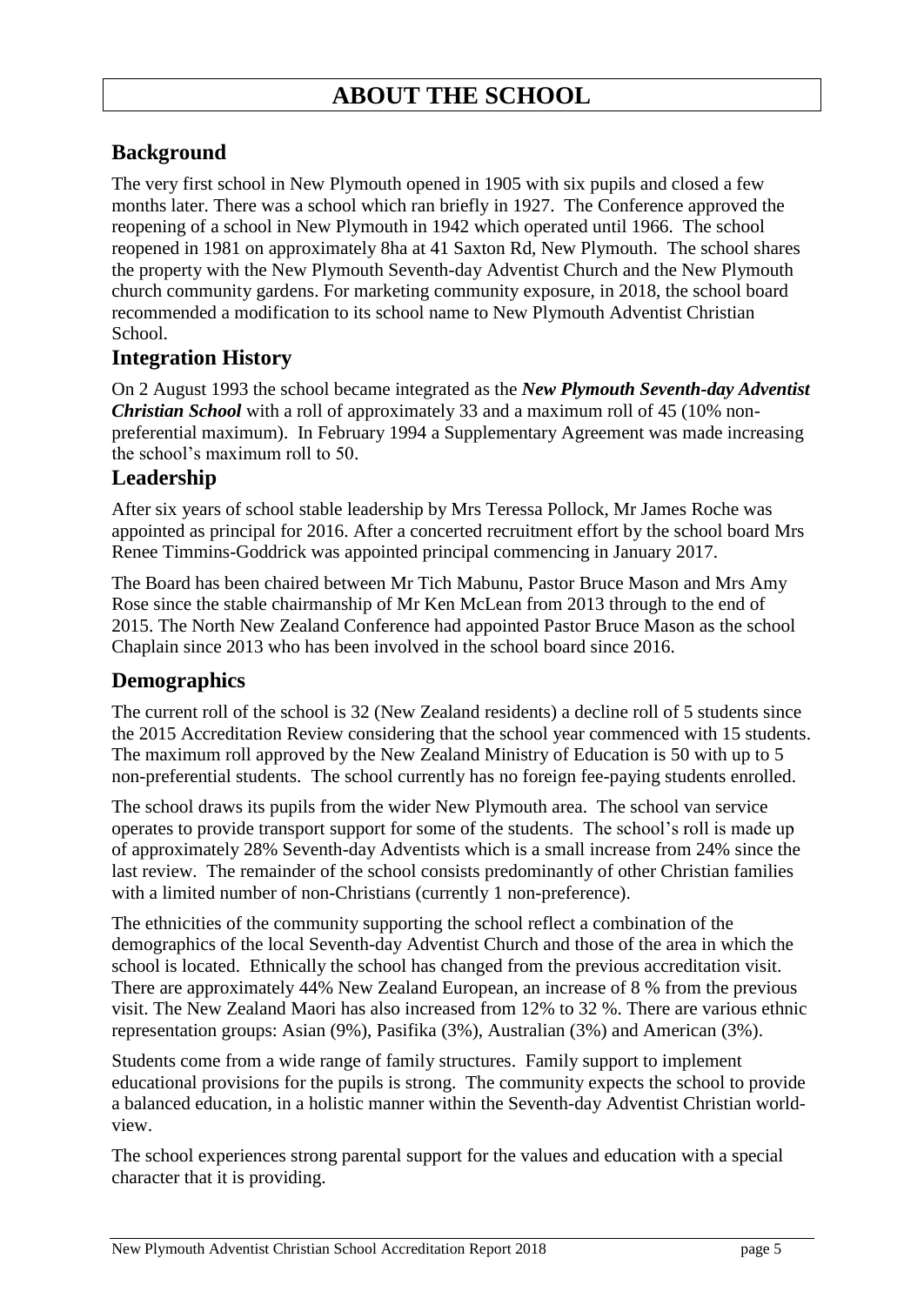# ABOUT THE SCHOOL

## Background

The very first school in New Plymouth opened in 1905 with six pupils and closed a few months later. There was a school which ran briefly in 1927. The Conference approved the reopening of a school in New Plymouth in 1942 which operated until 1966. The school reopened in 1981 on approximately 8ha at 41 Saxton Rd, New Plymouth. The school shares the property with the New Plymouth Seventh-day Adventist Church and the New Plymouth church community gardens. For marketing community exposure, in 2018, the school board recommended a modification to its school name to New Plymouth Adventist Christian School.

## Integration History

On 2 August 1993 the school became integrated as the ***New Plymouth Seventh-day Adventist Christian School*** with a roll of approximately 33 and a maximum roll of 45 (10% non-preferential maximum). In February 1994 a Supplementary Agreement was made increasing the school's maximum roll to 50.

## Leadership

After six years of school stable leadership by Mrs Teressa Pollock, Mr James Roche was appointed as principal for 2016. After a concerted recruitment effort by the school board Mrs Renee Timmins-Goddrick was appointed principal commencing in January 2017.

The Board has been chaired between Mr Tich Mabunu, Pastor Bruce Mason and Mrs Amy Rose since the stable chairmanship of Mr Ken McLean from 2013 through to the end of 2015. The North New Zealand Conference had appointed Pastor Bruce Mason as the school Chaplain since 2013 who has been involved in the school board since 2016.

## Demographics

The current roll of the school is 32 (New Zealand residents) a decline roll of 5 students since the 2015 Accreditation Review considering that the school year commenced with 15 students. The maximum roll approved by the New Zealand Ministry of Education is 50 with up to 5 non-preferential students. The school currently has no foreign fee-paying students enrolled.

The school draws its pupils from the wider New Plymouth area. The school van service operates to provide transport support for some of the students. The school's roll is made up of approximately 28% Seventh-day Adventists which is a small increase from 24% since the last review. The remainder of the school consists predominantly of other Christian families with a limited number of non-Christians (currently 1 non-preference).

The ethnicities of the community supporting the school reflect a combination of the demographics of the local Seventh-day Adventist Church and those of the area in which the school is located. Ethnically the school has changed from the previous accreditation visit. There are approximately 44% New Zealand European, an increase of 8 % from the previous visit. The New Zealand Maori has also increased from 12% to 32 %. There are various ethnic representation groups: Asian (9%), Pasifika (3%), Australian (3%) and American (3%).

Students come from a wide range of family structures. Family support to implement educational provisions for the pupils is strong. The community expects the school to provide a balanced education, in a holistic manner within the Seventh-day Adventist Christian world-view.

The school experiences strong parental support for the values and education with a special character that it is providing.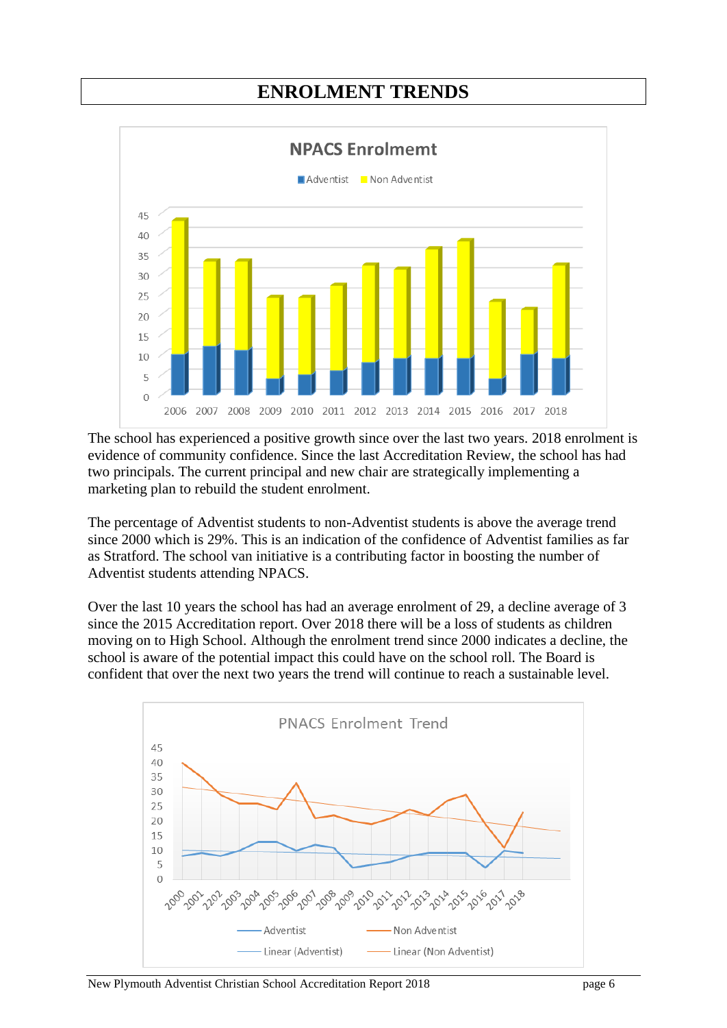# ENROLMENT TRENDS

The school has experienced a positive growth since over the last two years. 2018 enrolment is evidence of community confidence. Since the last Accreditation Review, the school has had two principals. The current principal and new chair are strategically implementing a marketing plan to rebuild the student enrolment.

The percentage of Adventist students to non-Adventist students is above the average trend since 2000 which is 29%. This is an indication of the confidence of Adventist families as far as Stratford. The school van initiative is a contributing factor in boosting the number of Adventist students attending NPACS.

Over the last 10 years the school has had an average enrolment of 29, a decline average of 3 since the 2015 Accreditation report. Over 2018 there will be a loss of students as children moving on to High School. Although the enrolment trend since 2000 indicates a decline, the school is aware of the potential impact this could have on the school roll. The Board is confident that over the next two years the trend will continue to reach a sustainable level.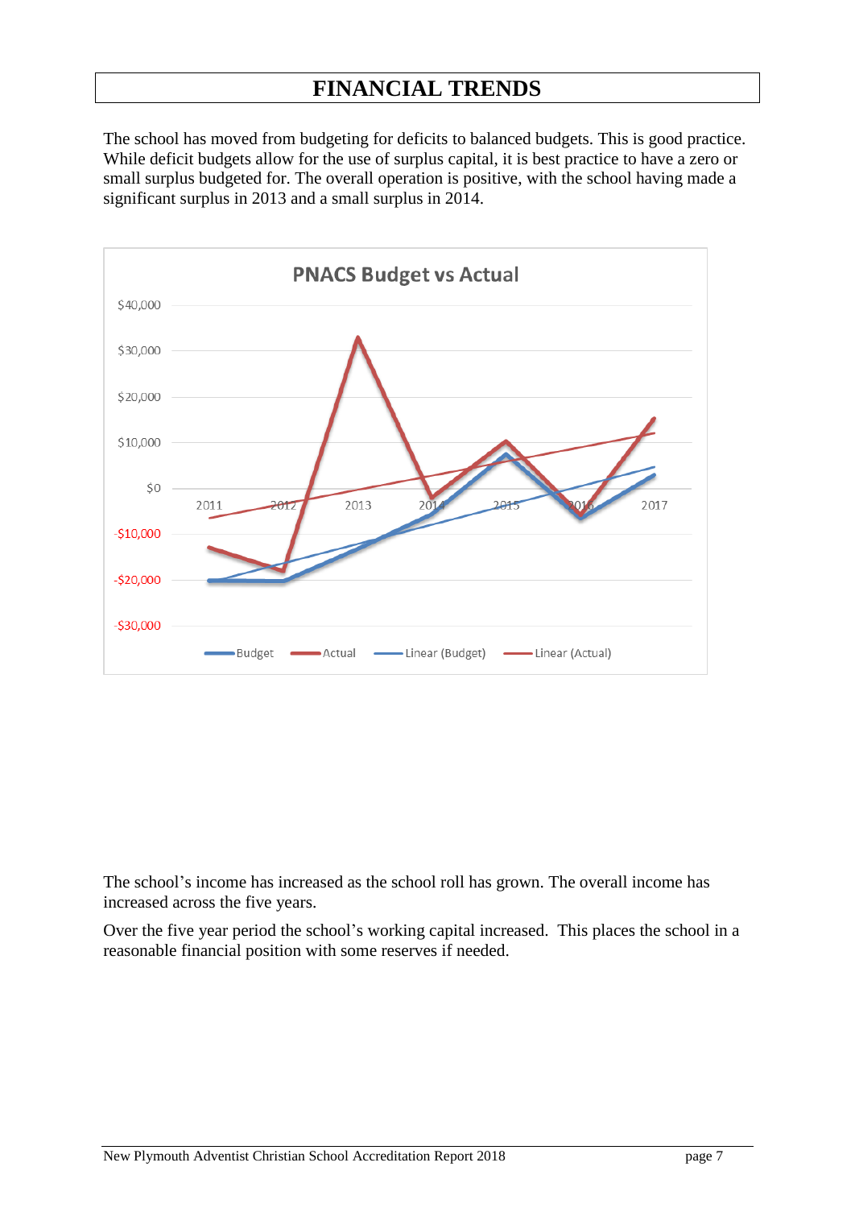# FINANCIAL TRENDS

The school has moved from budgeting for deficits to balanced budgets. This is good practice. While deficit budgets allow for the use of surplus capital, it is best practice to have a zero or small surplus budgeted for. The overall operation is positive, with the school having made a significant surplus in 2013 and a small surplus in 2014.

The school's income has increased as the school roll has grown. The overall income has increased across the five years.

Over the five year period the school's working capital increased. This places the school in a reasonable financial position with some reserves if needed.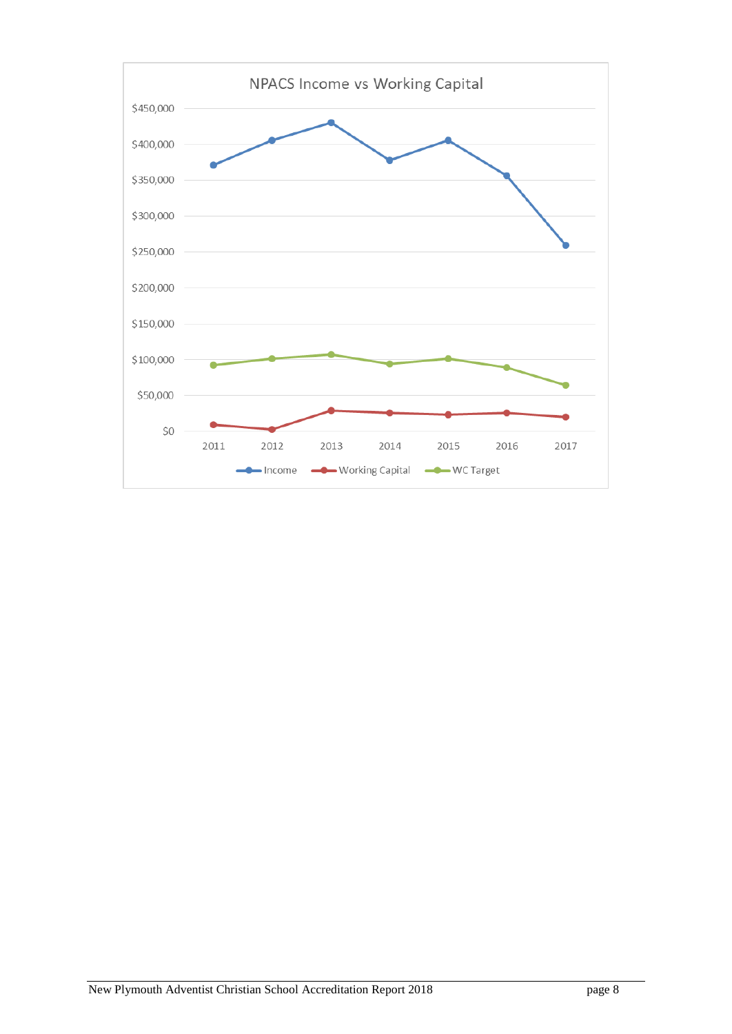NPACS Income vs Working Capital

$450,000
$400,000
$350,000
$300,000
$250,000
$200,000
$150,000
$100,000
$50,000
$0

2011 2012 2013 2014 2015 2016 2017

Income — Working Capital — WC Target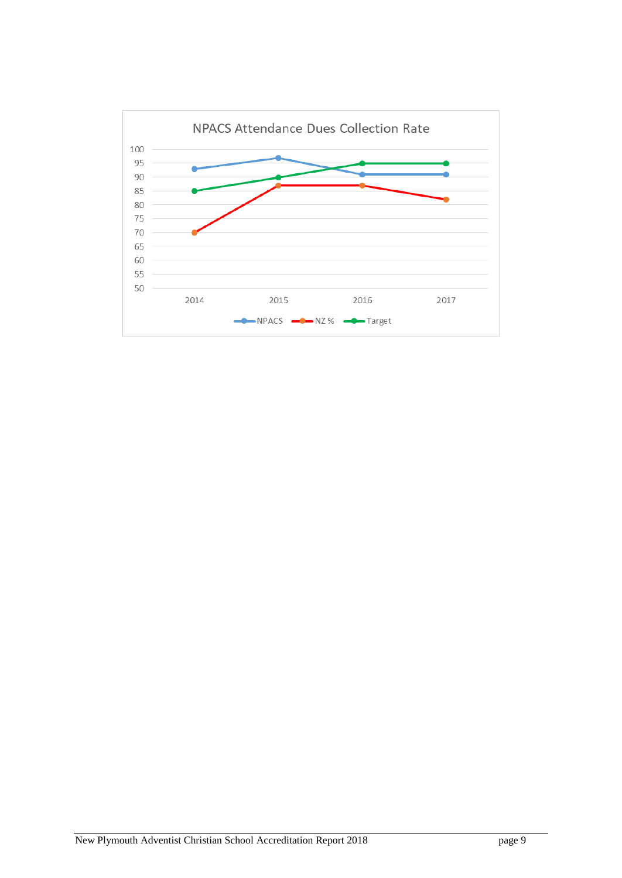NPACS Attendance Dues Collection Rate

| Year | NPACS | NZ % | Target |
| --- | --- | --- | --- |
| 2014 | 93 | 70 | 85 |
| 2015 | 97 | 87 | 90 |
| 2016 | 91 | 87 | 95 |
| 2017 | 91 | 82 | 95 |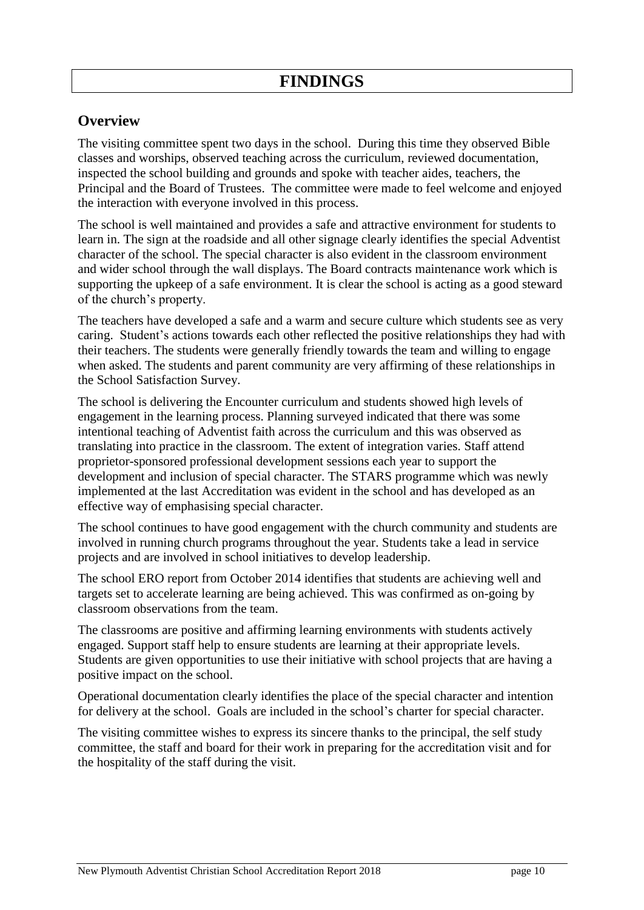# FINDINGS

## Overview

The visiting committee spent two days in the school. During this time they observed Bible classes and worships, observed teaching across the curriculum, reviewed documentation, inspected the school building and grounds and spoke with teacher aides, teachers, the Principal and the Board of Trustees. The committee were made to feel welcome and enjoyed the interaction with everyone involved in this process.

The school is well maintained and provides a safe and attractive environment for students to learn in. The sign at the roadside and all other signage clearly identifies the special Adventist character of the school. The special character is also evident in the classroom environment and wider school through the wall displays. The Board contracts maintenance work which is supporting the upkeep of a safe environment. It is clear the school is acting as a good steward of the church's property.

The teachers have developed a safe and a warm and secure culture which students see as very caring. Student's actions towards each other reflected the positive relationships they had with their teachers. The students were generally friendly towards the team and willing to engage when asked. The students and parent community are very affirming of these relationships in the School Satisfaction Survey.

The school is delivering the Encounter curriculum and students showed high levels of engagement in the learning process. Planning surveyed indicated that there was some intentional teaching of Adventist faith across the curriculum and this was observed as translating into practice in the classroom. The extent of integration varies. Staff attend proprietor-sponsored professional development sessions each year to support the development and inclusion of special character. The STARS programme which was newly implemented at the last Accreditation was evident in the school and has developed as an effective way of emphasising special character.

The school continues to have good engagement with the church community and students are involved in running church programs throughout the year. Students take a lead in service projects and are involved in school initiatives to develop leadership.

The school ERO report from October 2014 identifies that students are achieving well and targets set to accelerate learning are being achieved. This was confirmed as on-going by classroom observations from the team.

The classrooms are positive and affirming learning environments with students actively engaged. Support staff help to ensure students are learning at their appropriate levels. Students are given opportunities to use their initiative with school projects that are having a positive impact on the school.

Operational documentation clearly identifies the place of the special character and intention for delivery at the school. Goals are included in the school's charter for special character.

The visiting committee wishes to express its sincere thanks to the principal, the self study committee, the staff and board for their work in preparing for the accreditation visit and for the hospitality of the staff during the visit.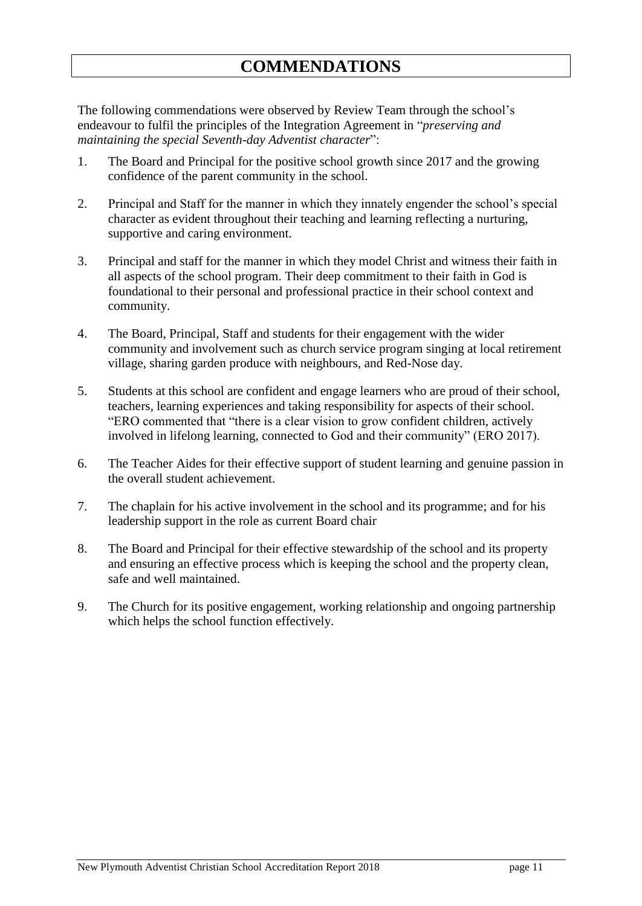# COMMENDATIONS

The following commendations were observed by Review Team through the school's endeavour to fulfil the principles of the Integration Agreement in "*preserving and maintaining the special Seventh-day Adventist character*":

1. The Board and Principal for the positive school growth since 2017 and the growing confidence of the parent community in the school.
2. Principal and Staff for the manner in which they innately engender the school's special character as evident throughout their teaching and learning reflecting a nurturing, supportive and caring environment.
3. Principal and staff for the manner in which they model Christ and witness their faith in all aspects of the school program. Their deep commitment to their faith in God is foundational to their personal and professional practice in their school context and community.
4. The Board, Principal, Staff and students for their engagement with the wider community and involvement such as church service program singing at local retirement village, sharing garden produce with neighbours, and Red-Nose day.
5. Students at this school are confident and engage learners who are proud of their school, teachers, learning experiences and taking responsibility for aspects of their school. "ERO commented that "there is a clear vision to grow confident children, actively involved in lifelong learning, connected to God and their community" (ERO 2017).
6. The Teacher Aides for their effective support of student learning and genuine passion in the overall student achievement.
7. The chaplain for his active involvement in the school and its programme; and for his leadership support in the role as current Board chair
8. The Board and Principal for their effective stewardship of the school and its property and ensuring an effective process which is keeping the school and the property clean, safe and well maintained.
9. The Church for its positive engagement, working relationship and ongoing partnership which helps the school function effectively.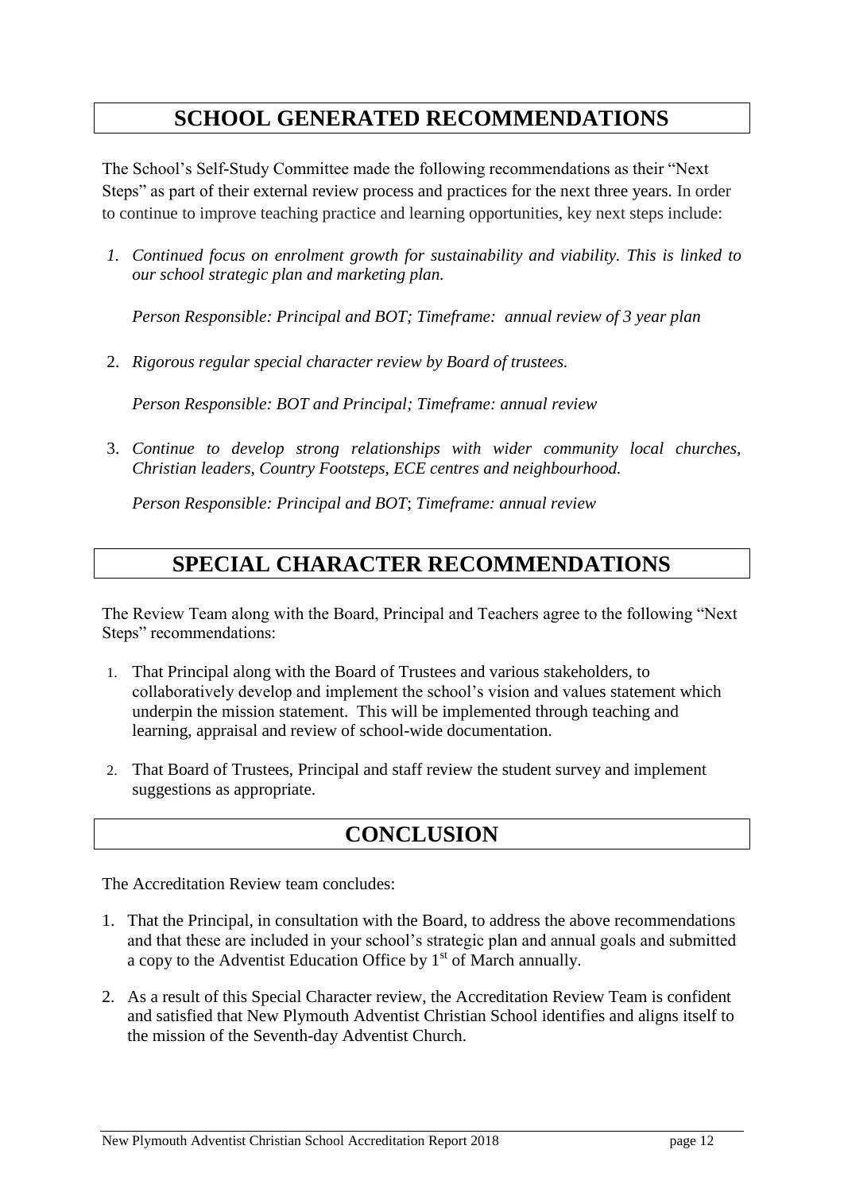## SCHOOL GENERATED RECOMMENDATIONS

The School's Self-Study Committee made the following recommendations as their "Next Steps" as part of their external review process and practices for the next three years. In order to continue to improve teaching practice and learning opportunities, key next steps include:

1. *Continued focus on enrolment growth for sustainability and viability. This is linked to our school strategic plan and marketing plan.*

   *Person Responsible: Principal and BOT; Timeframe: annual review of 3 year plan*

2. *Rigorous regular special character review by Board of trustees.*

   *Person Responsible: BOT and Principal; Timeframe: annual review*

3. *Continue to develop strong relationships with wider community local churches, Christian leaders, Country Footsteps, ECE centres and neighbourhood.*

   *Person Responsible: Principal and BOT*; *Timeframe: annual review*

## SPECIAL CHARACTER RECOMMENDATIONS

The Review Team along with the Board, Principal and Teachers agree to the following "Next Steps" recommendations:

1. That Principal along with the Board of Trustees and various stakeholders, to collaboratively develop and implement the school's vision and values statement which underpin the mission statement. This will be implemented through teaching and learning, appraisal and review of school-wide documentation.
2. That Board of Trustees, Principal and staff review the student survey and implement suggestions as appropriate.

## CONCLUSION

The Accreditation Review team concludes:

1. That the Principal, in consultation with the Board, to address the above recommendations and that these are included in your school's strategic plan and annual goals and submitted a copy to the Adventist Education Office by 1st of March annually.
2. As a result of this Special Character review, the Accreditation Review Team is confident and satisfied that New Plymouth Adventist Christian School identifies and aligns itself to the mission of the Seventh-day Adventist Church.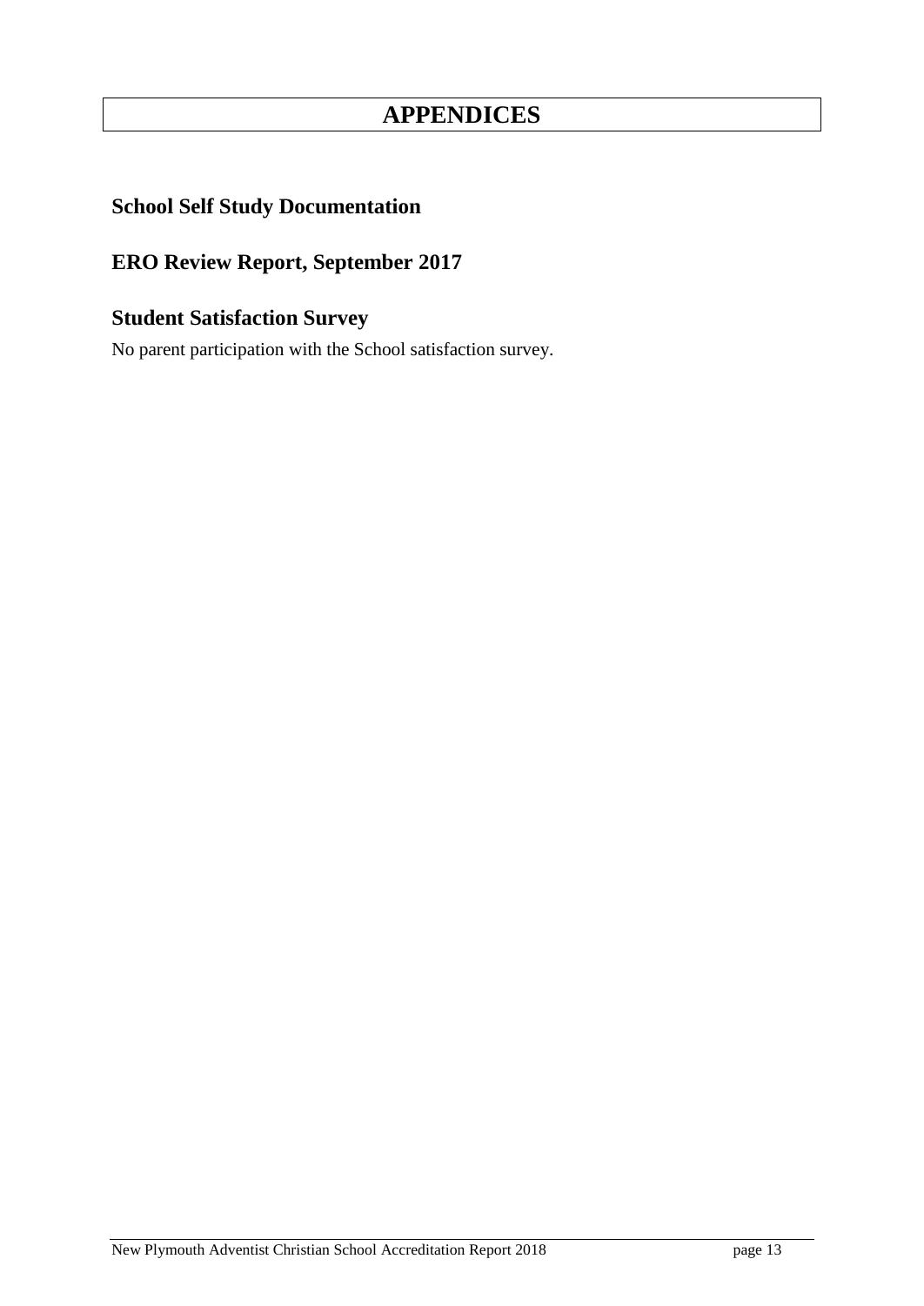# APPENDICES

## School Self Study Documentation

## ERO Review Report, September 2017

## Student Satisfaction Survey

No parent participation with the School satisfaction survey.